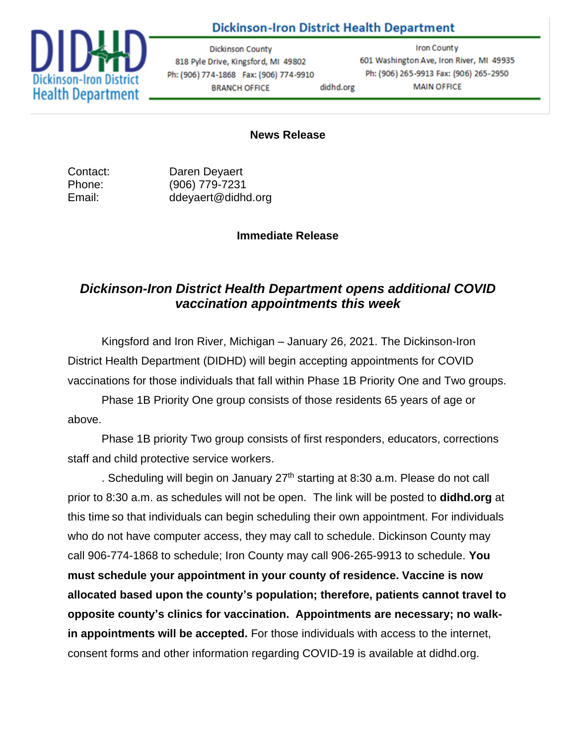Dickinson-Iron District Health Department

Dickinson County
818 Pyle Drive, Kingsford, MI 49802
Ph: (906) 774-1868 Fax: (906) 774-9910
BRANCH OFFICE

didhd.org

Iron County
601 Washington Ave, Iron River, MI 49935
Ph: (906) 265-9913 Fax: (906) 265-2950
MAIN OFFICE

**News Release**

Contact: Daren Deyaert
Phone: (906) 779-7231
Email: ddeyaert@didhd.org

**Immediate Release**

## *Dickinson-Iron District Health Department opens additional COVID vaccination appointments this week*

Kingsford and Iron River, Michigan – January 26, 2021. The Dickinson-Iron District Health Department (DIDHD) will begin accepting appointments for COVID vaccinations for those individuals that fall within Phase 1B Priority One and Two groups.

Phase 1B Priority One group consists of those residents 65 years of age or above.

Phase 1B priority Two group consists of first responders, educators, corrections staff and child protective service workers.

. Scheduling will begin on January 27th starting at 8:30 a.m. Please do not call prior to 8:30 a.m. as schedules will not be open. The link will be posted to **didhd.org** at this time so that individuals can begin scheduling their own appointment. For individuals who do not have computer access, they may call to schedule. Dickinson County may call 906-774-1868 to schedule; Iron County may call 906-265-9913 to schedule. **You must schedule your appointment in your county of residence. Vaccine is now allocated based upon the county's population; therefore, patients cannot travel to opposite county's clinics for vaccination. Appointments are necessary; no walk-in appointments will be accepted.** For those individuals with access to the internet, consent forms and other information regarding COVID-19 is available at didhd.org.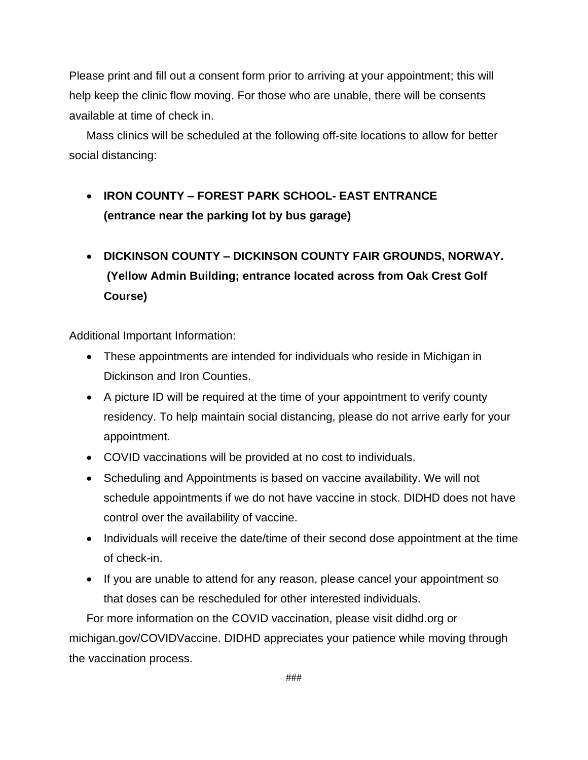Please print and fill out a consent form prior to arriving at your appointment; this will help keep the clinic flow moving. For those who are unable, there will be consents available at time of check in.

Mass clinics will be scheduled at the following off-site locations to allow for better social distancing:

- **IRON COUNTY – FOREST PARK SCHOOL- EAST ENTRANCE (entrance near the parking lot by bus garage)**

- **DICKINSON COUNTY – DICKINSON COUNTY FAIR GROUNDS, NORWAY. (Yellow Admin Building; entrance located across from Oak Crest Golf Course)**

Additional Important Information:

- These appointments are intended for individuals who reside in Michigan in Dickinson and Iron Counties.
- A picture ID will be required at the time of your appointment to verify county residency. To help maintain social distancing, please do not arrive early for your appointment.
- COVID vaccinations will be provided at no cost to individuals.
- Scheduling and Appointments is based on vaccine availability. We will not schedule appointments if we do not have vaccine in stock. DIDHD does not have control over the availability of vaccine.
- Individuals will receive the date/time of their second dose appointment at the time of check-in.
- If you are unable to attend for any reason, please cancel your appointment so that doses can be rescheduled for other interested individuals.

For more information on the COVID vaccination, please visit didhd.org or michigan.gov/COVIDVaccine. DIDHD appreciates your patience while moving through the vaccination process.

###